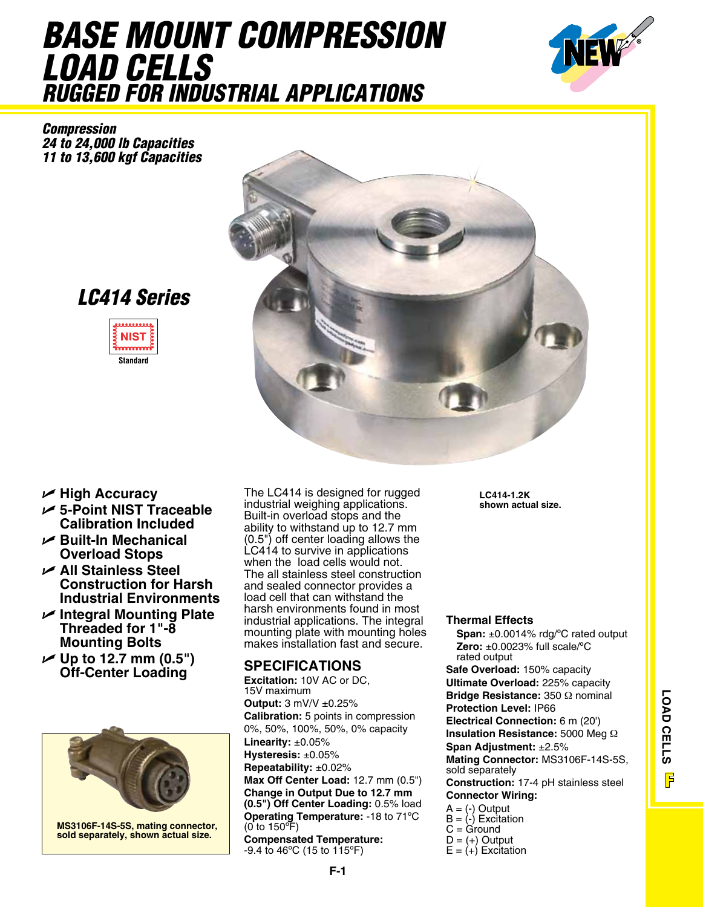# BASE MOUNT COMPRESSION LOAD CELLS

## RUGGED FOR INDUSTRIAL APPLICATIONS

***Compression***
***24 to 24,000 lb Capacities***
***11 to 13,600 kgf Capacities***

## *LC414 Series*

NIST
Standard

LC414-1.2K shown actual size.

- High Accuracy
- 5-Point NIST Traceable Calibration Included
- Built-In Mechanical Overload Stops
- All Stainless Steel Construction for Harsh Industrial Environments
- Integral Mounting Plate Threaded for 1"-8 Mounting Bolts
- Up to 12.7 mm (0.5") Off-Center Loading

MS3106F-14S-5S, mating connector, sold separately, shown actual size.

The LC414 is designed for rugged industrial weighing applications. Built-in overload stops and the ability to withstand up to 12.7 mm (0.5") off center loading allows the LC414 to survive in applications when the load cells would not. The all stainless steel construction and sealed connector provides a load cell that can withstand the harsh environments found in most industrial applications. The integral mounting plate with mounting holes makes installation fast and secure.

## SPECIFICATIONS

**Excitation:** 10V AC or DC, 15V maximum
**Output:** 3 mV/V ±0.25%
**Calibration:** 5 points in compression 0%, 50%, 100%, 50%, 0% capacity
**Linearity:** ±0.05%
**Hysteresis:** ±0.05%
**Repeatability:** ±0.02%
**Max Off Center Load:** 12.7 mm (0.5")
**Change in Output Due to 12.7 mm (0.5") Off Center Loading:** 0.5% load
**Operating Temperature:** -18 to 71ºC (0 to 150ºF)
**Compensated Temperature:** -9.4 to 46ºC (15 to 115ºF)

**Thermal Effects**
**Span:** ±0.0014% rdg/ºC rated output
**Zero:** ±0.0023% full scale/ºC rated output
**Safe Overload:** 150% capacity
**Ultimate Overload:** 225% capacity
**Bridge Resistance:** 350 Ω nominal
**Protection Level:** IP66
**Electrical Connection:** 6 m (20')
**Insulation Resistance:** 5000 Meg Ω
**Span Adjustment:** ±2.5%
**Mating Connector:** MS3106F-14S-5S, sold separately
**Construction:** 17-4 pH stainless steel
**Connector Wiring:**
A = (-) Output
B = (-) Excitation
C = Ground
D = (+) Output
E = (+) Excitation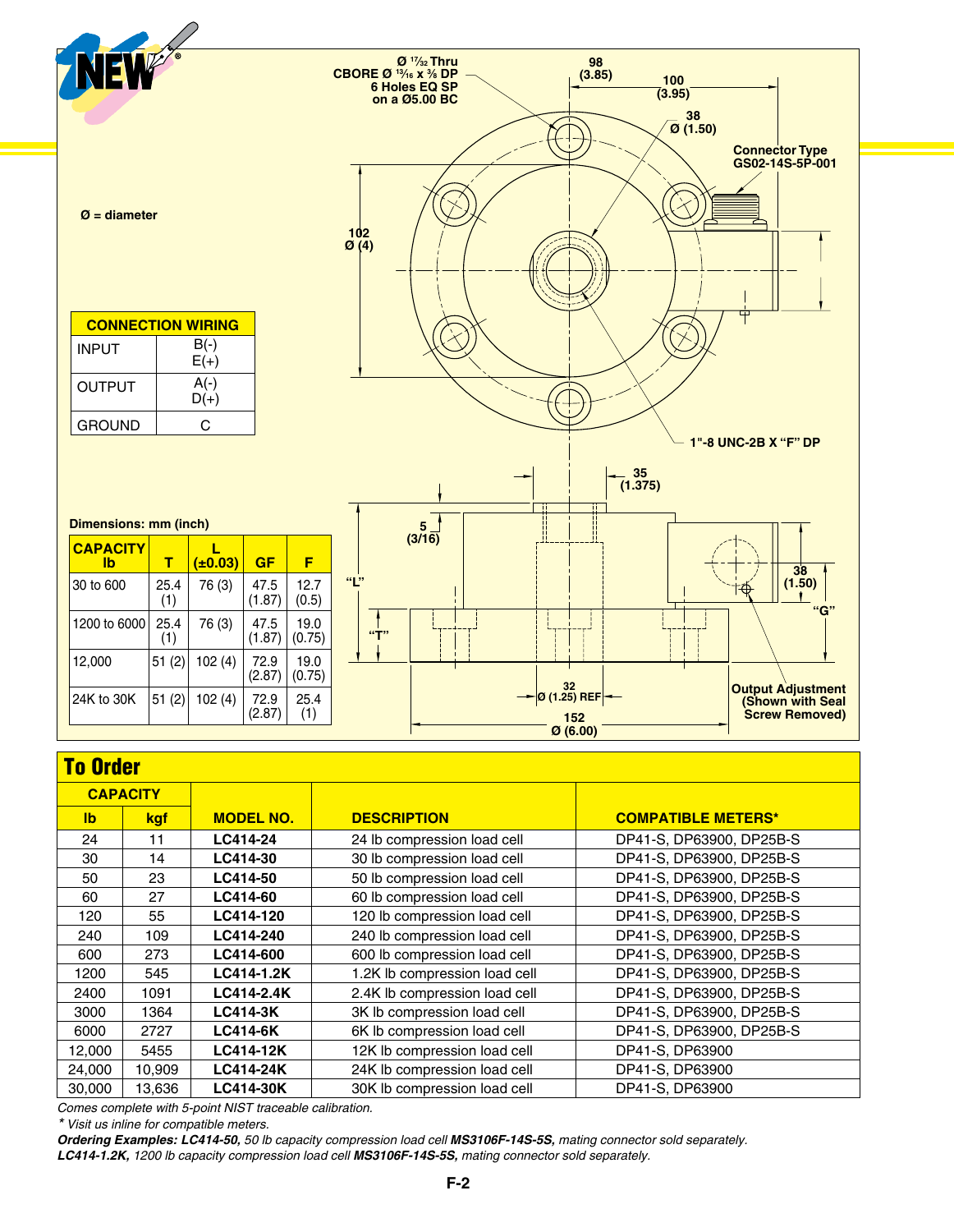NEW®

Ø = diameter

Ø 17⁄32 Thru
CBORE Ø 13⁄16 x 3⁄8 DP
6 Holes EQ SP
on a Ø5.00 BC

98
(3.85)

100
(3.95)

38
Ø (1.50)

Connector Type
GS02-14S-5P-001

102
Ø (4)

1"-8 UNC-2B X "F" DP

35
(1.375)

5
(3/16)

"L"

"T"

38
(1.50)

"G"

32
Ø (1.25) REF

152
Ø (6.00)

Output Adjustment
(Shown with Seal
Screw Removed)

| CONNECTION WIRING | |
|---|---|
| INPUT | B(-) E(+) |
| OUTPUT | A(-) D(+) |
| GROUND | C |

Dimensions: mm (inch)

| CAPACITY lb | T | L (±0.03) | GF | F |
|---|---|---|---|---|
| 30 to 600 | 25.4 (1) | 76 (3) | 47.5 (1.87) | 12.7 (0.5) |
| 1200 to 6000 | 25.4 (1) | 76 (3) | 47.5 (1.87) | 19.0 (0.75) |
| 12,000 | 51 (2) | 102 (4) | 72.9 (2.87) | 19.0 (0.75) |
| 24K to 30K | 51 (2) | 102 (4) | 72.9 (2.87) | 25.4 (1) |

## To Order

| CAPACITY | | | | |
|---|---|---|---|---|
| **lb** | **kgf** | **MODEL NO.** | **DESCRIPTION** | **COMPATIBLE METERS*** |
| 24 | 11 | **LC414-24** | 24 lb compression load cell | DP41-S, DP63900, DP25B-S |
| 30 | 14 | **LC414-30** | 30 lb compression load cell | DP41-S, DP63900, DP25B-S |
| 50 | 23 | **LC414-50** | 50 lb compression load cell | DP41-S, DP63900, DP25B-S |
| 60 | 27 | **LC414-60** | 60 lb compression load cell | DP41-S, DP63900, DP25B-S |
| 120 | 55 | **LC414-120** | 120 lb compression load cell | DP41-S, DP63900, DP25B-S |
| 240 | 109 | **LC414-240** | 240 lb compression load cell | DP41-S, DP63900, DP25B-S |
| 600 | 273 | **LC414-600** | 600 lb compression load cell | DP41-S, DP63900, DP25B-S |
| 1200 | 545 | **LC414-1.2K** | 1.2K lb compression load cell | DP41-S, DP63900, DP25B-S |
| 2400 | 1091 | **LC414-2.4K** | 2.4K lb compression load cell | DP41-S, DP63900, DP25B-S |
| 3000 | 1364 | **LC414-3K** | 3K lb compression load cell | DP41-S, DP63900, DP25B-S |
| 6000 | 2727 | **LC414-6K** | 6K lb compression load cell | DP41-S, DP63900, DP25B-S |
| 12,000 | 5455 | **LC414-12K** | 12K lb compression load cell | DP41-S, DP63900 |
| 24,000 | 10,909 | **LC414-24K** | 24K lb compression load cell | DP41-S, DP63900 |
| 30,000 | 13,636 | **LC414-30K** | 30K lb compression load cell | DP41-S, DP63900 |

*Comes complete with 5-point NIST traceable calibration.*

*\* Visit us inline for compatible meters.*

***Ordering Examples: LC414-50,** 50 lb capacity compression load cell **MS3106F-14S-5S,** mating connector sold separately.*

***LC414-1.2K,** 1200 lb capacity compression load cell **MS3106F-14S-5S,** mating connector sold separately.*